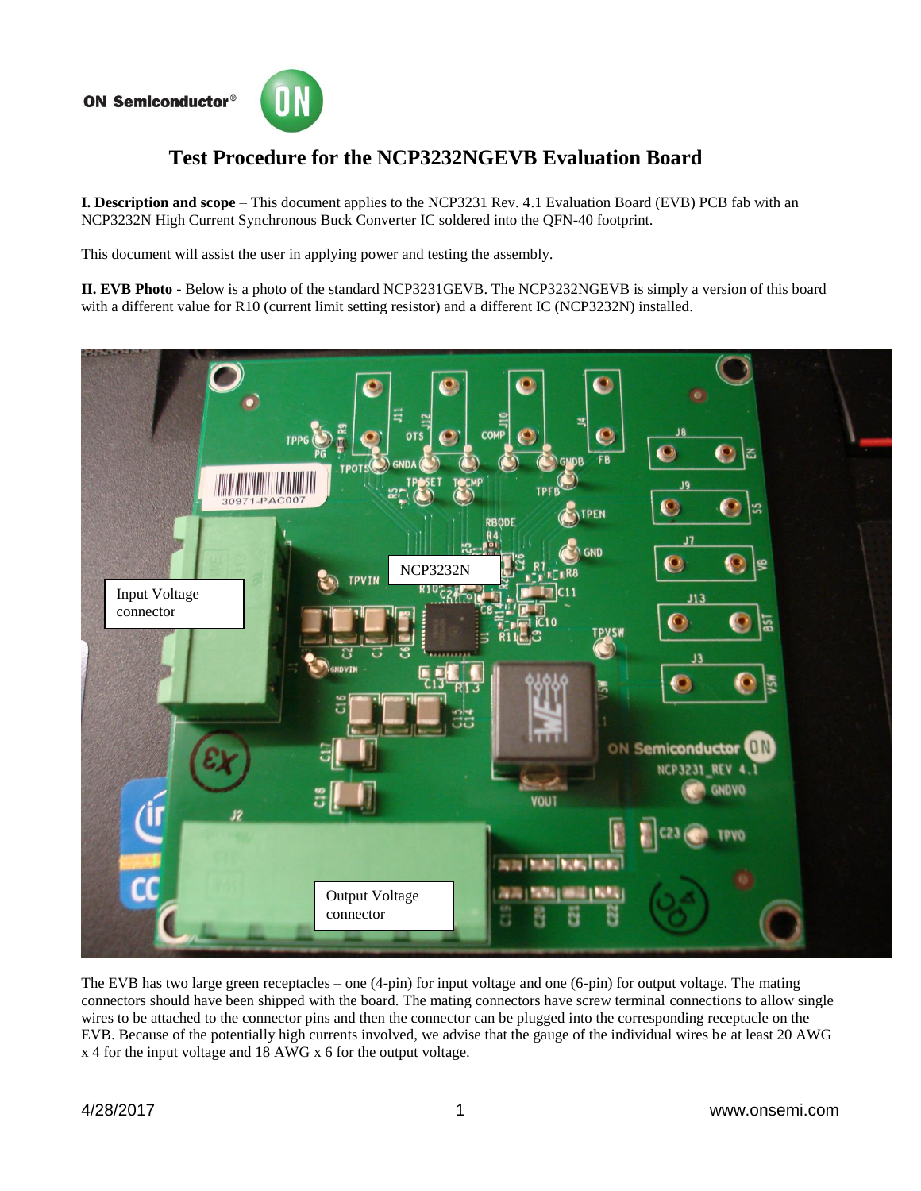ON Semiconductor®

# Test Procedure for the NCP3232NGEVB Evaluation Board

**I. Description and scope** – This document applies to the NCP3231 Rev. 4.1 Evaluation Board (EVB) PCB fab with an NCP3232N High Current Synchronous Buck Converter IC soldered into the QFN-40 footprint.

This document will assist the user in applying power and testing the assembly.

**II. EVB Photo -** Below is a photo of the standard NCP3231GEVB. The NCP3232NGEVB is simply a version of this board with a different value for R10 (current limit setting resistor) and a different IC (NCP3232N) installed.

The EVB has two large green receptacles – one (4-pin) for input voltage and one (6-pin) for output voltage. The mating connectors should have been shipped with the board. The mating connectors have screw terminal connections to allow single wires to be attached to the connector pins and then the connector can be plugged into the corresponding receptacle on the EVB. Because of the potentially high currents involved, we advise that the gauge of the individual wires be at least 20 AWG x 4 for the input voltage and 18 AWG x 6 for the output voltage.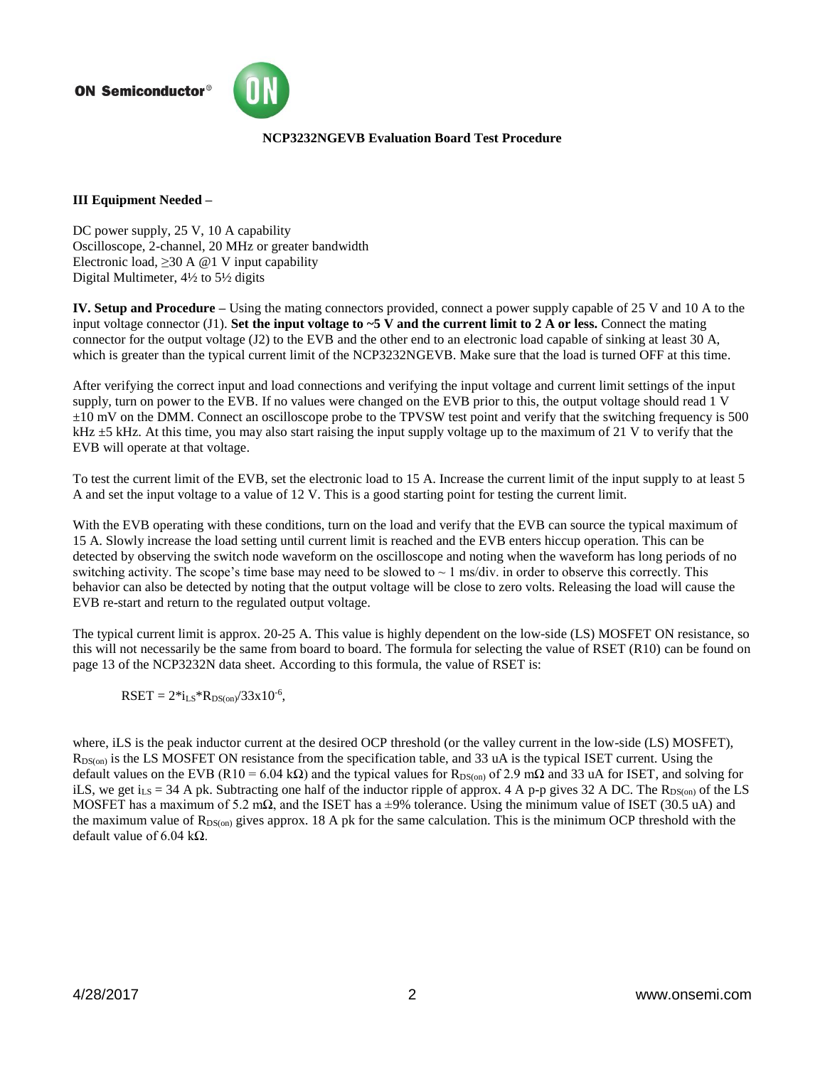**NCP3232NGEVB Evaluation Board Test Procedure**

**III Equipment Needed –**

DC power supply, 25 V, 10 A capability
Oscilloscope, 2-channel, 20 MHz or greater bandwidth
Electronic load, ≥30 A @1 V input capability
Digital Multimeter, 4½ to 5½ digits

**IV. Setup and Procedure –** Using the mating connectors provided, connect a power supply capable of 25 V and 10 A to the input voltage connector (J1). **Set the input voltage to ~5 V and the current limit to 2 A or less.** Connect the mating connector for the output voltage (J2) to the EVB and the other end to an electronic load capable of sinking at least 30 A, which is greater than the typical current limit of the NCP3232NGEVB. Make sure that the load is turned OFF at this time.

After verifying the correct input and load connections and verifying the input voltage and current limit settings of the input supply, turn on power to the EVB. If no values were changed on the EVB prior to this, the output voltage should read 1 V ±10 mV on the DMM. Connect an oscilloscope probe to the TPVSW test point and verify that the switching frequency is 500 kHz ±5 kHz. At this time, you may also start raising the input supply voltage up to the maximum of 21 V to verify that the EVB will operate at that voltage.

To test the current limit of the EVB, set the electronic load to 15 A. Increase the current limit of the input supply to at least 5 A and set the input voltage to a value of 12 V. This is a good starting point for testing the current limit.

With the EVB operating with these conditions, turn on the load and verify that the EVB can source the typical maximum of 15 A. Slowly increase the load setting until current limit is reached and the EVB enters hiccup operation. This can be detected by observing the switch node waveform on the oscilloscope and noting when the waveform has long periods of no switching activity. The scope's time base may need to be slowed to ~ 1 ms/div. in order to observe this correctly. This behavior can also be detected by noting that the output voltage will be close to zero volts. Releasing the load will cause the EVB re-start and return to the regulated output voltage.

The typical current limit is approx. 20-25 A. This value is highly dependent on the low-side (LS) MOSFET ON resistance, so this will not necessarily be the same from board to board. The formula for selecting the value of RSET (R10) can be found on page 13 of the NCP3232N data sheet. According to this formula, the value of RSET is:

$$RSET = 2 * i_{LS} * R_{DS(on)} / 33x10^{-6},$$

where, iLS is the peak inductor current at the desired OCP threshold (or the valley current in the low-side (LS) MOSFET), $R_{DS(on)}$ is the LS MOSFET ON resistance from the specification table, and 33 uA is the typical ISET current. Using the default values on the EVB (R10 = 6.04 kΩ) and the typical values for $R_{DS(on)}$ of 2.9 mΩ and 33 uA for ISET, and solving for iLS, we get $i_{LS}$ = 34 A pk. Subtracting one half of the inductor ripple of approx. 4 A p-p gives 32 A DC. The $R_{DS(on)}$ of the LS MOSFET has a maximum of 5.2 mΩ, and the ISET has a ±9% tolerance. Using the minimum value of ISET (30.5 uA) and the maximum value of $R_{DS(on)}$ gives approx. 18 A pk for the same calculation. This is the minimum OCP threshold with the default value of 6.04 kΩ.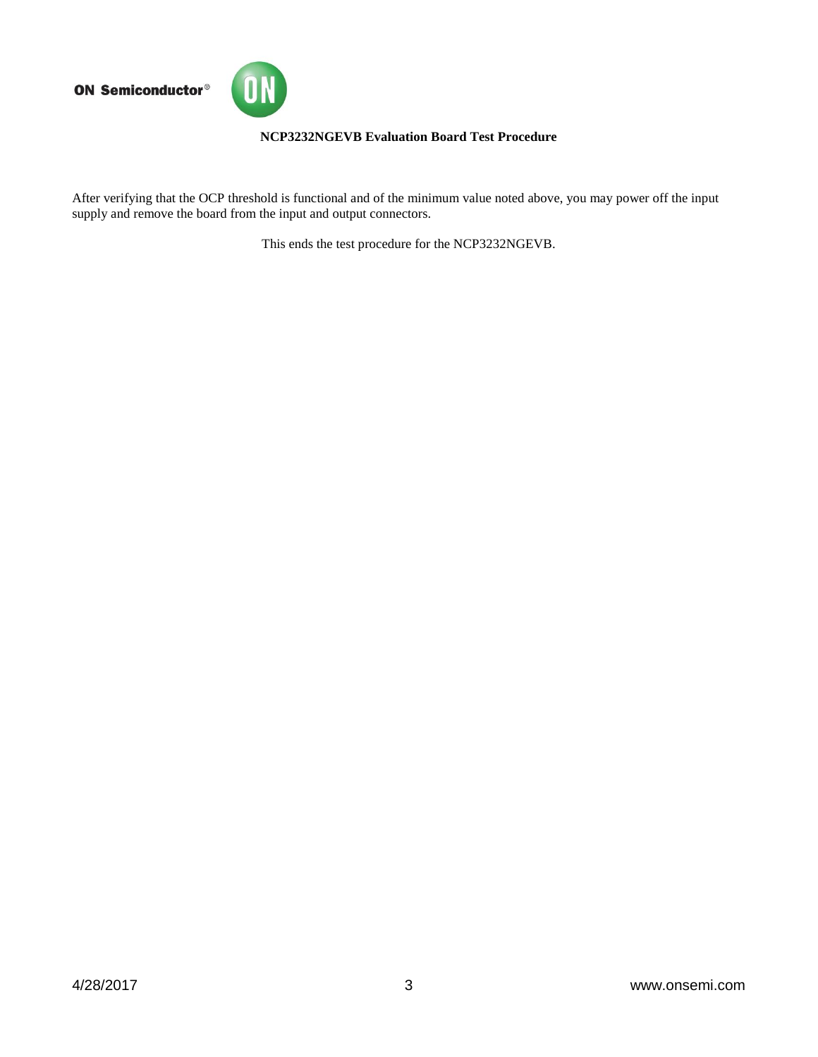After verifying that the OCP threshold is functional and of the minimum value noted above, you may power off the input supply and remove the board from the input and output connectors.

This ends the test procedure for the NCP3232NGEVB.